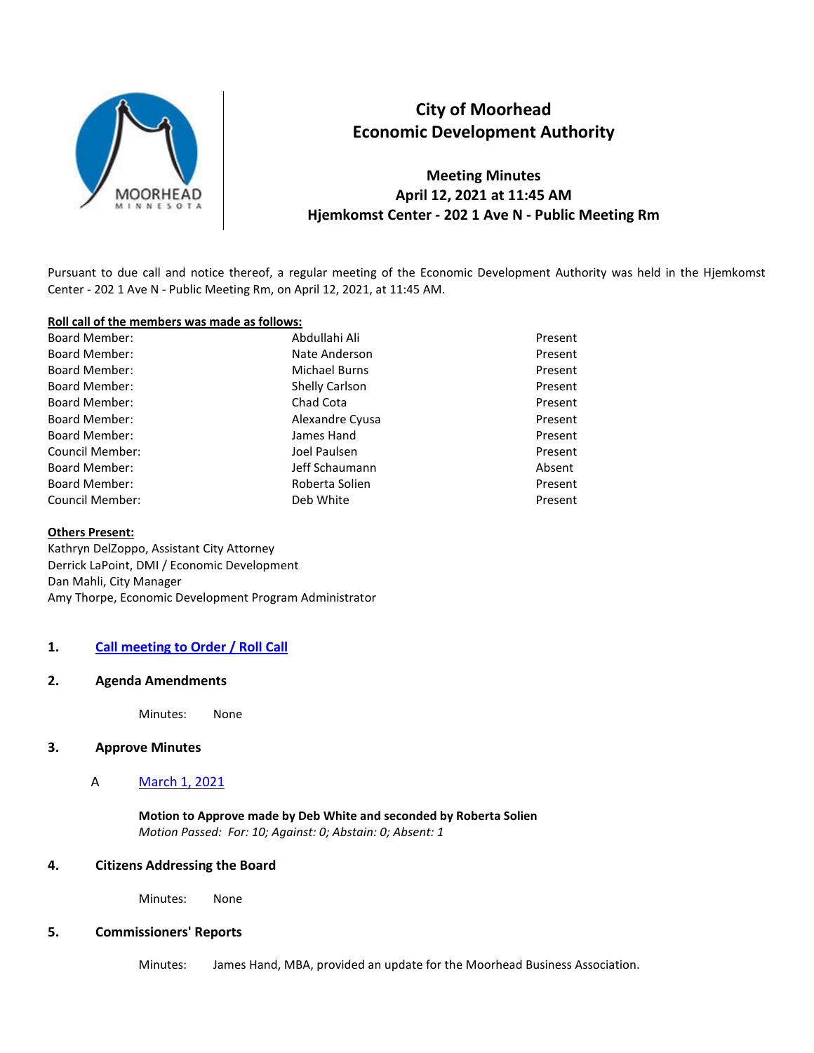# City of Moorhead
# Economic Development Authority

## Meeting Minutes
## April 12, 2021 at 11:45 AM
## Hjemkomst Center - 202 1 Ave N - Public Meeting Rm

Pursuant to due call and notice thereof, a regular meeting of the Economic Development Authority was held in the Hjemkomst Center - 202 1 Ave N - Public Meeting Rm, on April 12, 2021, at 11:45 AM.

**Roll call of the members was made as follows:**

| | | |
|---|---|---|
| Board Member: | Abdullahi Ali | Present |
| Board Member: | Nate Anderson | Present |
| Board Member: | Michael Burns | Present |
| Board Member: | Shelly Carlson | Present |
| Board Member: | Chad Cota | Present |
| Board Member: | Alexandre Cyusa | Present |
| Board Member: | James Hand | Present |
| Council Member: | Joel Paulsen | Present |
| Board Member: | Jeff Schaumann | Absent |
| Board Member: | Roberta Solien | Present |
| Council Member: | Deb White | Present |

**Others Present:**

Kathryn DelZoppo, Assistant City Attorney
Derrick LaPoint, DMI / Economic Development
Dan Mahli, City Manager
Amy Thorpe, Economic Development Program Administrator

### 1. Call meeting to Order / Roll Call

### 2. Agenda Amendments

Minutes: None

### 3. Approve Minutes

A March 1, 2021

**Motion to Approve made by Deb White and seconded by Roberta Solien**
*Motion Passed: For: 10; Against: 0; Abstain: 0; Absent: 1*

### 4. Citizens Addressing the Board

Minutes: None

### 5. Commissioners' Reports

Minutes: James Hand, MBA, provided an update for the Moorhead Business Association.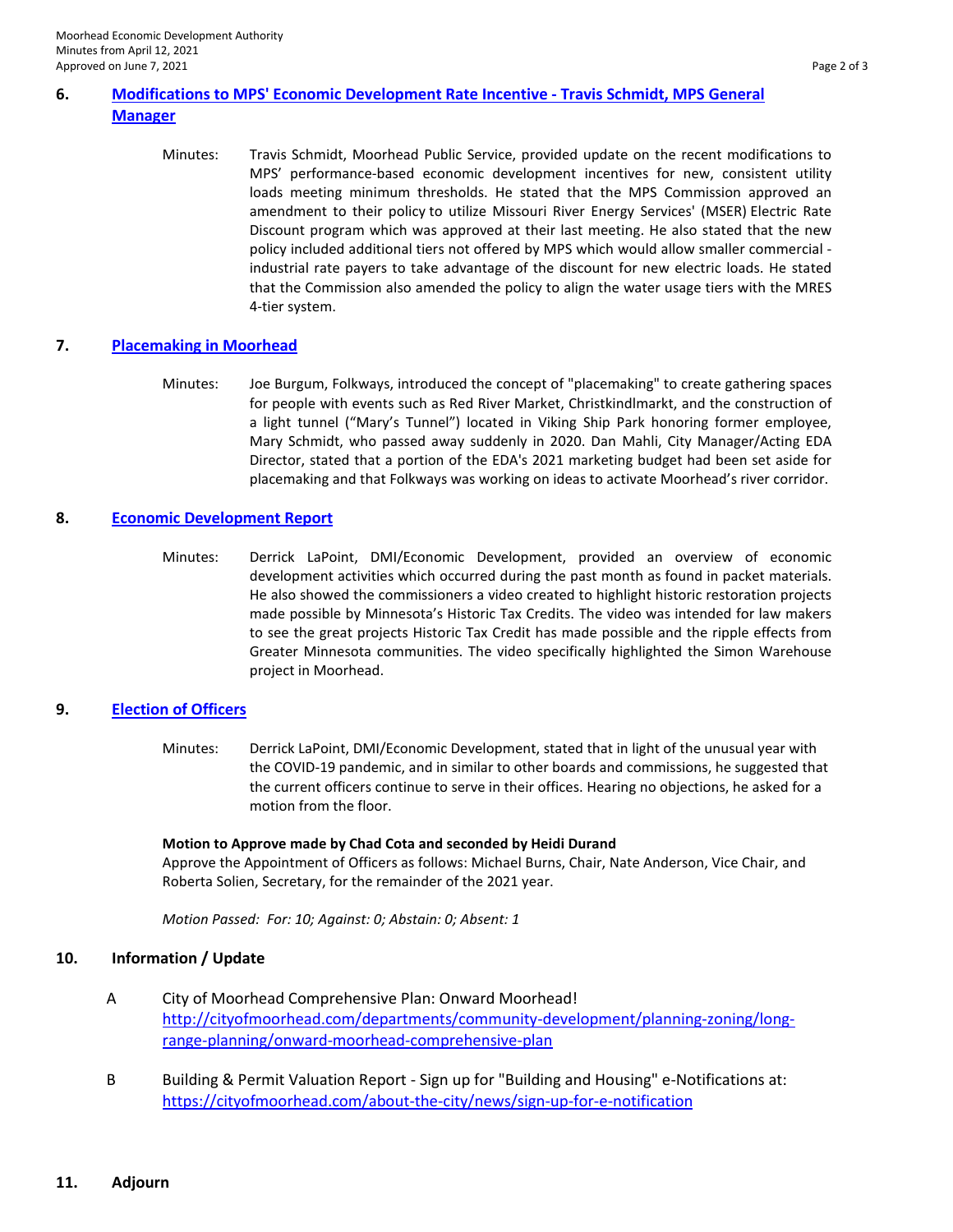## 6. [Modifications to MPS' Economic Development Rate Incentive - Travis Schmidt, MPS General Manager]()

Minutes: Travis Schmidt, Moorhead Public Service, provided update on the recent modifications to MPS' performance-based economic development incentives for new, consistent utility loads meeting minimum thresholds. He stated that the MPS Commission approved an amendment to their policy to utilize Missouri River Energy Services' (MSER) Electric Rate Discount program which was approved at their last meeting. He also stated that the new policy included additional tiers not offered by MPS which would allow smaller commercial - industrial rate payers to take advantage of the discount for new electric loads. He stated that the Commission also amended the policy to align the water usage tiers with the MRES 4-tier system.

## 7. [Placemaking in Moorhead]()

Minutes: Joe Burgum, Folkways, introduced the concept of "placemaking" to create gathering spaces for people with events such as Red River Market, Christkindlmarkt, and the construction of a light tunnel ("Mary's Tunnel") located in Viking Ship Park honoring former employee, Mary Schmidt, who passed away suddenly in 2020. Dan Mahli, City Manager/Acting EDA Director, stated that a portion of the EDA's 2021 marketing budget had been set aside for placemaking and that Folkways was working on ideas to activate Moorhead's river corridor.

## 8. [Economic Development Report]()

Minutes: Derrick LaPoint, DMI/Economic Development, provided an overview of economic development activities which occurred during the past month as found in packet materials. He also showed the commissioners a video created to highlight historic restoration projects made possible by Minnesota's Historic Tax Credits. The video was intended for law makers to see the great projects Historic Tax Credit has made possible and the ripple effects from Greater Minnesota communities. The video specifically highlighted the Simon Warehouse project in Moorhead.

## 9. [Election of Officers]()

Minutes: Derrick LaPoint, DMI/Economic Development, stated that in light of the unusual year with the COVID-19 pandemic, and in similar to other boards and commissions, he suggested that the current officers continue to serve in their offices. Hearing no objections, he asked for a motion from the floor.

**Motion to Approve made by Chad Cota and seconded by Heidi Durand**
Approve the Appointment of Officers as follows: Michael Burns, Chair, Nate Anderson, Vice Chair, and Roberta Solien, Secretary, for the remainder of the 2021 year.

*Motion Passed: For: 10; Against: 0; Abstain: 0; Absent: 1*

## 10. Information / Update

A. City of Moorhead Comprehensive Plan: Onward Moorhead!
[http://cityofmoorhead.com/departments/community-development/planning-zoning/long-range-planning/onward-moorhead-comprehensive-plan](http://cityofmoorhead.com/departments/community-development/planning-zoning/long-range-planning/onward-moorhead-comprehensive-plan)

B. Building & Permit Valuation Report - Sign up for "Building and Housing" e-Notifications at:
[https://cityofmoorhead.com/about-the-city/news/sign-up-for-e-notification](https://cityofmoorhead.com/about-the-city/news/sign-up-for-e-notification)

## 11. Adjourn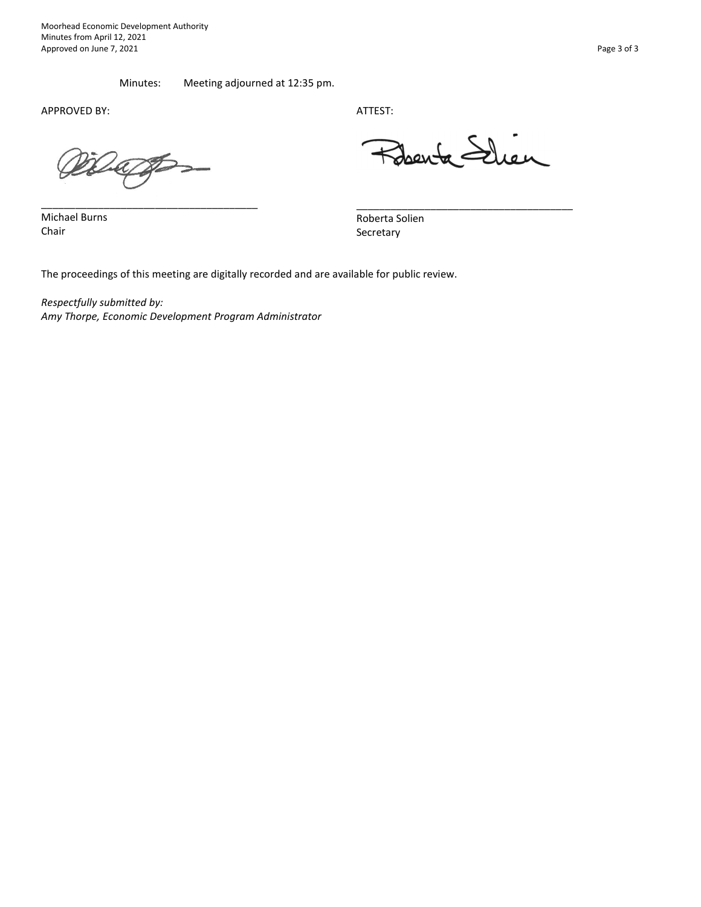Minutes: Meeting adjourned at 12:35 pm.

APPROVED BY:

\_\_\_\_\_\_\_\_\_\_\_\_\_\_\_\_\_\_\_\_\_\_\_\_\_\_\_\_\_\_\_\_\_\_\_\_\_\_

Michael Burns
Chair

ATTEST:

\_\_\_\_\_\_\_\_\_\_\_\_\_\_\_\_\_\_\_\_\_\_\_\_\_\_\_\_\_\_\_\_\_\_\_\_\_\_

Roberta Solien
Secretary

The proceedings of this meeting are digitally recorded and are available for public review.

*Respectfully submitted by:*
*Amy Thorpe, Economic Development Program Administrator*